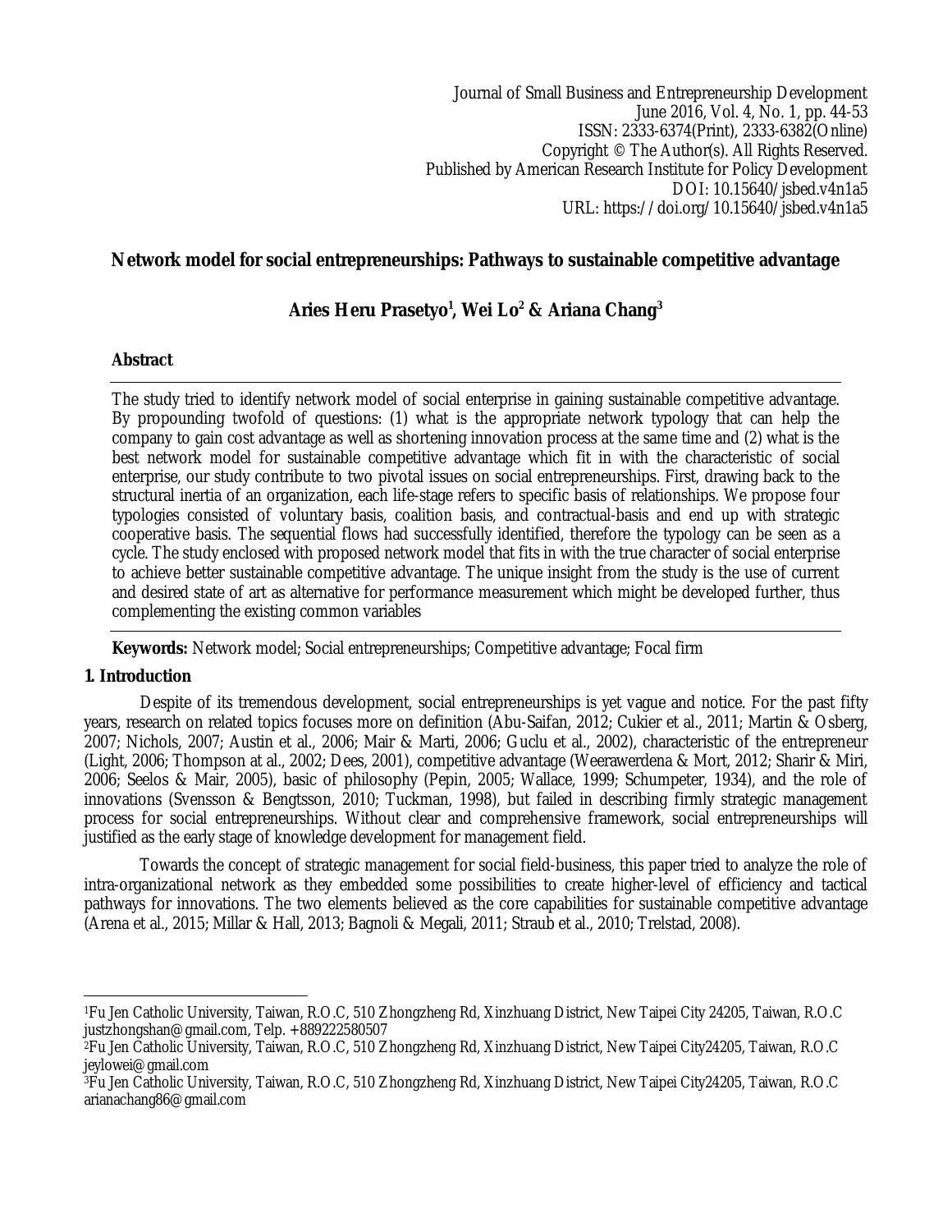Journal of Small Business and Entrepreneurship Development
June 2016, Vol. 4, No. 1, pp. 44-53
ISSN: 2333-6374(Print), 2333-6382(Online)
Copyright © The Author(s). All Rights Reserved.
Published by American Research Institute for Policy Development
DOI: 10.15640/jsbed.v4n1a5
URL: https://doi.org/10.15640/jsbed.v4n1a5

# Network model for social entrepreneurships: Pathways to sustainable competitive advantage

**Aries Heru Prasetyo[1], Wei Lo[2] & Ariana Chang[3]**

## Abstract

The study tried to identify network model of social enterprise in gaining sustainable competitive advantage. By propounding twofold of questions: (1) what is the appropriate network typology that can help the company to gain cost advantage as well as shortening innovation process at the same time and (2) what is the best network model for sustainable competitive advantage which fit in with the characteristic of social enterprise, our study contribute to two pivotal issues on social entrepreneurships. First, drawing back to the structural inertia of an organization, each life-stage refers to specific basis of relationships. We propose four typologies consisted of voluntary basis, coalition basis, and contractual-basis and end up with strategic cooperative basis. The sequential flows had successfully identified, therefore the typology can be seen as a cycle. The study enclosed with proposed network model that fits in with the true character of social enterprise to achieve better sustainable competitive advantage. The unique insight from the study is the use of current and desired state of art as alternative for performance measurement which might be developed further, thus complementing the existing common variables

**Keywords:** Network model; Social entrepreneurships; Competitive advantage; Focal firm

## 1. Introduction

Despite of its tremendous development, social entrepreneurships is yet vague and notice. For the past fifty years, research on related topics focuses more on definition (Abu-Saifan, 2012; Cukier et al., 2011; Martin & Osberg, 2007; Nichols, 2007; Austin et al., 2006; Mair & Marti, 2006; Guclu et al., 2002), characteristic of the entrepreneur (Light, 2006; Thompson at al., 2002; Dees, 2001), competitive advantage (Weerawerdena & Mort, 2012; Sharir & Miri, 2006; Seelos & Mair, 2005), basic of philosophy (Pepin, 2005; Wallace, 1999; Schumpeter, 1934), and the role of innovations (Svensson & Bengtsson, 2010; Tuckman, 1998), but failed in describing firmly strategic management process for social entrepreneurships. Without clear and comprehensive framework, social entrepreneurships will justified as the early stage of knowledge development for management field.

Towards the concept of strategic management for social field-business, this paper tried to analyze the role of intra-organizational network as they embedded some possibilities to create higher-level of efficiency and tactical pathways for innovations. The two elements believed as the core capabilities for sustainable competitive advantage (Arena et al., 2015; Millar & Hall, 2013; Bagnoli & Megali, 2011; Straub et al., 2010; Trelstad, 2008).

---

[1]Fu Jen Catholic University, Taiwan, R.O.C, 510 Zhongzheng Rd, Xinzhuang District, New Taipei City 24205, Taiwan, R.O.C justzhongshan@gmail.com, Telp. +889222580507

[2]Fu Jen Catholic University, Taiwan, R.O.C, 510 Zhongzheng Rd, Xinzhuang District, New Taipei City24205, Taiwan, R.O.C jeylowei@gmail.com

[3]Fu Jen Catholic University, Taiwan, R.O.C, 510 Zhongzheng Rd, Xinzhuang District, New Taipei City24205, Taiwan, R.O.C arianachang86@gmail.com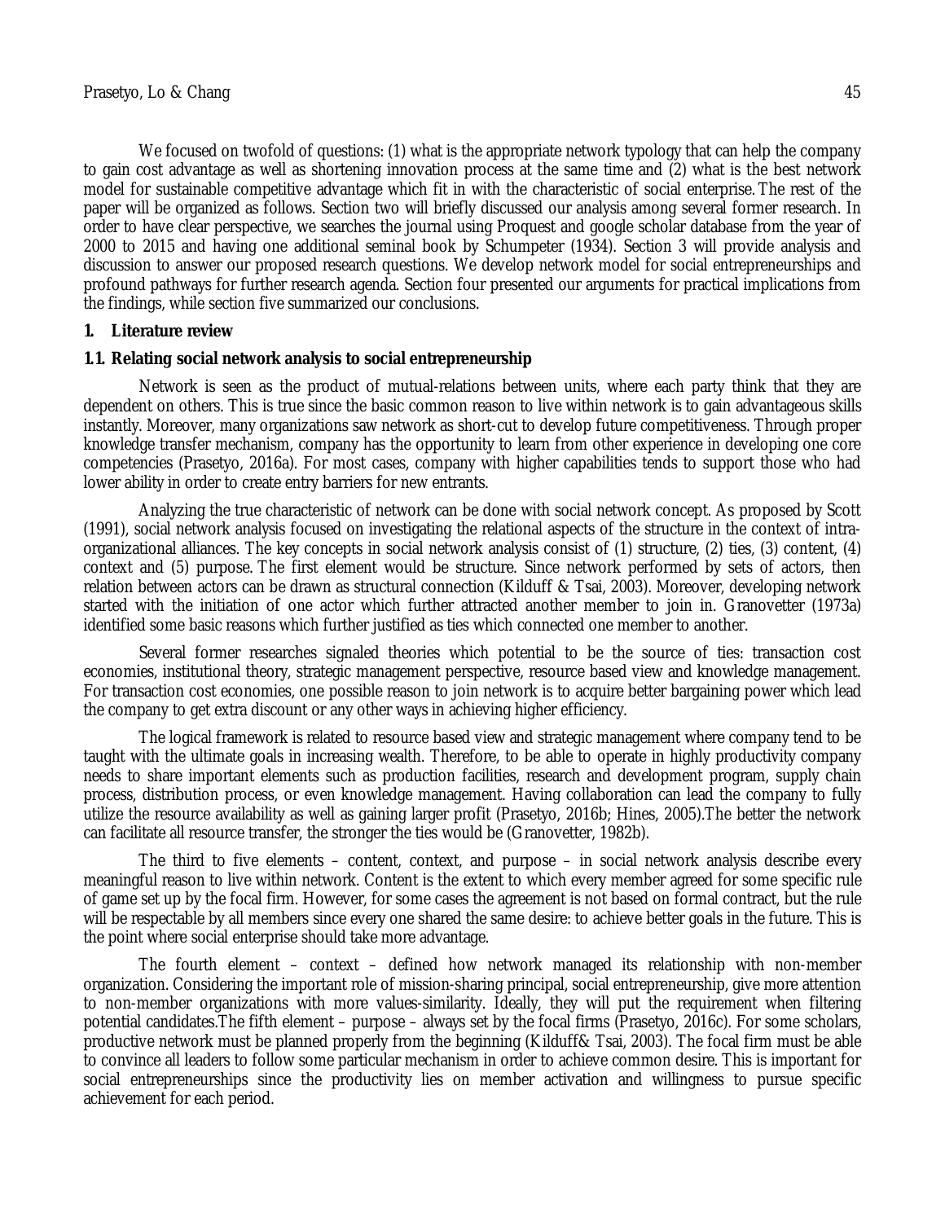We focused on twofold of questions: (1) what is the appropriate network typology that can help the company to gain cost advantage as well as shortening innovation process at the same time and (2) what is the best network model for sustainable competitive advantage which fit in with the characteristic of social enterprise. The rest of the paper will be organized as follows. Section two will briefly discussed our analysis among several former research. In order to have clear perspective, we searches the journal using Proquest and google scholar database from the year of 2000 to 2015 and having one additional seminal book by Schumpeter (1934). Section 3 will provide analysis and discussion to answer our proposed research questions. We develop network model for social entrepreneurships and profound pathways for further research agenda. Section four presented our arguments for practical implications from the findings, while section five summarized our conclusions.

## 1. Literature review

### 1.1. Relating social network analysis to social entrepreneurship

Network is seen as the product of mutual-relations between units, where each party think that they are dependent on others. This is true since the basic common reason to live within network is to gain advantageous skills instantly. Moreover, many organizations saw network as short-cut to develop future competitiveness. Through proper knowledge transfer mechanism, company has the opportunity to learn from other experience in developing one core competencies (Prasetyo, 2016a). For most cases, company with higher capabilities tends to support those who had lower ability in order to create entry barriers for new entrants.

Analyzing the true characteristic of network can be done with social network concept. As proposed by Scott (1991), social network analysis focused on investigating the relational aspects of the structure in the context of intra-organizational alliances. The key concepts in social network analysis consist of (1) structure, (2) ties, (3) content, (4) context and (5) purpose. The first element would be structure. Since network performed by sets of actors, then relation between actors can be drawn as structural connection (Kilduff & Tsai, 2003). Moreover, developing network started with the initiation of one actor which further attracted another member to join in. Granovetter (1973a) identified some basic reasons which further justified as ties which connected one member to another.

Several former researches signaled theories which potential to be the source of ties: transaction cost economies, institutional theory, strategic management perspective, resource based view and knowledge management. For transaction cost economies, one possible reason to join network is to acquire better bargaining power which lead the company to get extra discount or any other ways in achieving higher efficiency.

The logical framework is related to resource based view and strategic management where company tend to be taught with the ultimate goals in increasing wealth. Therefore, to be able to operate in highly productivity company needs to share important elements such as production facilities, research and development program, supply chain process, distribution process, or even knowledge management. Having collaboration can lead the company to fully utilize the resource availability as well as gaining larger profit (Prasetyo, 2016b; Hines, 2005).The better the network can facilitate all resource transfer, the stronger the ties would be (Granovetter, 1982b).

The third to five elements – content, context, and purpose – in social network analysis describe every meaningful reason to live within network. Content is the extent to which every member agreed for some specific rule of game set up by the focal firm. However, for some cases the agreement is not based on formal contract, but the rule will be respectable by all members since every one shared the same desire: to achieve better goals in the future. This is the point where social enterprise should take more advantage.

The fourth element – context – defined how network managed its relationship with non-member organization. Considering the important role of mission-sharing principal, social entrepreneurship, give more attention to non-member organizations with more values-similarity. Ideally, they will put the requirement when filtering potential candidates.The fifth element – purpose – always set by the focal firms (Prasetyo, 2016c). For some scholars, productive network must be planned properly from the beginning (Kilduff& Tsai, 2003). The focal firm must be able to convince all leaders to follow some particular mechanism in order to achieve common desire. This is important for social entrepreneurships since the productivity lies on member activation and willingness to pursue specific achievement for each period.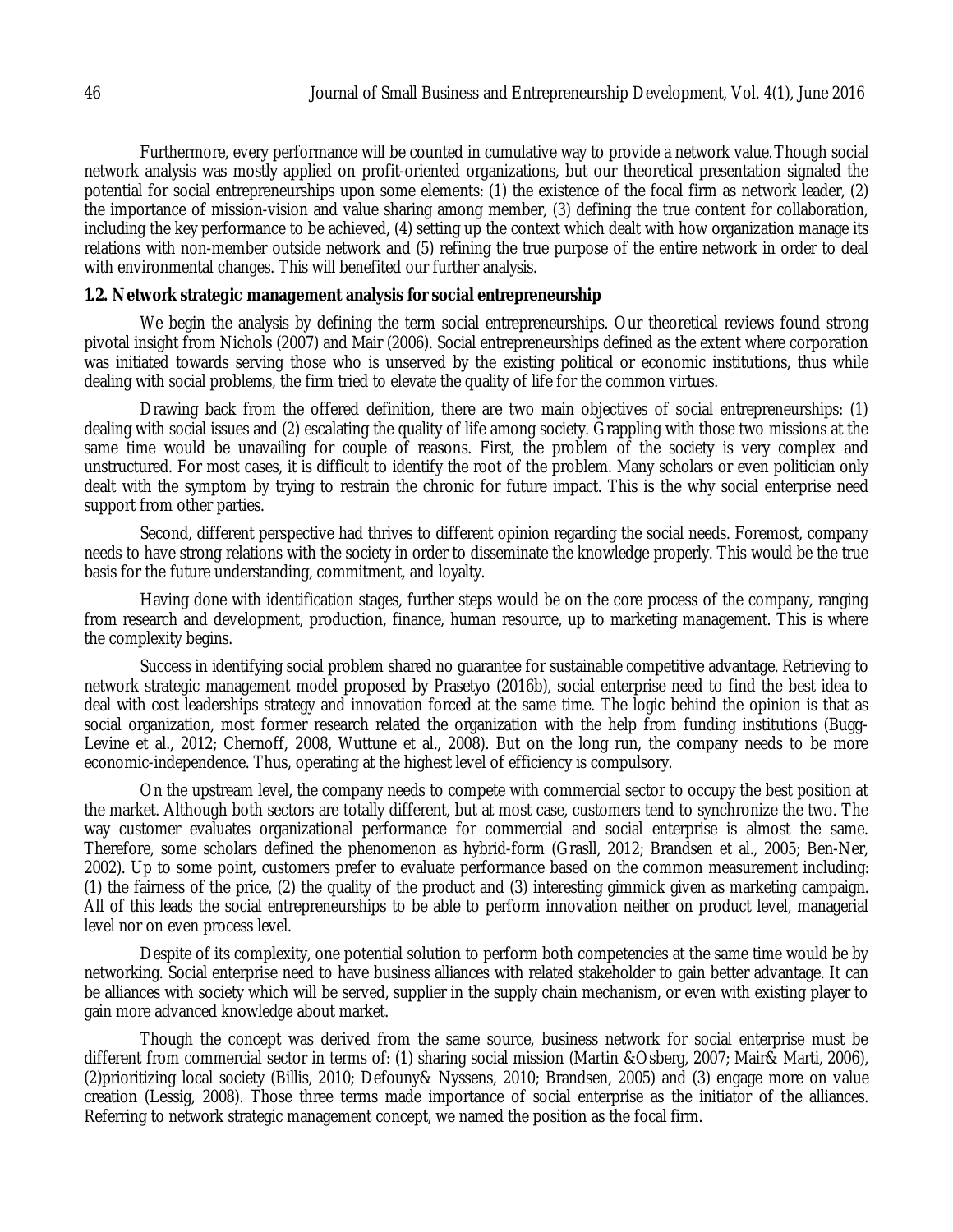Furthermore, every performance will be counted in cumulative way to provide a network value.Though social network analysis was mostly applied on profit-oriented organizations, but our theoretical presentation signaled the potential for social entrepreneurships upon some elements: (1) the existence of the focal firm as network leader, (2) the importance of mission-vision and value sharing among member, (3) defining the true content for collaboration, including the key performance to be achieved, (4) setting up the context which dealt with how organization manage its relations with non-member outside network and (5) refining the true purpose of the entire network in order to deal with environmental changes. This will benefited our further analysis.

### 1.2. Network strategic management analysis for social entrepreneurship

We begin the analysis by defining the term social entrepreneurships. Our theoretical reviews found strong pivotal insight from Nichols (2007) and Mair (2006). Social entrepreneurships defined as the extent where corporation was initiated towards serving those who is unserved by the existing political or economic institutions, thus while dealing with social problems, the firm tried to elevate the quality of life for the common virtues.

Drawing back from the offered definition, there are two main objectives of social entrepreneurships: (1) dealing with social issues and (2) escalating the quality of life among society. Grappling with those two missions at the same time would be unavailing for couple of reasons. First, the problem of the society is very complex and unstructured. For most cases, it is difficult to identify the root of the problem. Many scholars or even politician only dealt with the symptom by trying to restrain the chronic for future impact. This is the why social enterprise need support from other parties.

Second, different perspective had thrives to different opinion regarding the social needs. Foremost, company needs to have strong relations with the society in order to disseminate the knowledge properly. This would be the true basis for the future understanding, commitment, and loyalty.

Having done with identification stages, further steps would be on the core process of the company, ranging from research and development, production, finance, human resource, up to marketing management. This is where the complexity begins.

Success in identifying social problem shared no guarantee for sustainable competitive advantage. Retrieving to network strategic management model proposed by Prasetyo (2016b), social enterprise need to find the best idea to deal with cost leaderships strategy and innovation forced at the same time. The logic behind the opinion is that as social organization, most former research related the organization with the help from funding institutions (Bugg-Levine et al., 2012; Chernoff, 2008, Wuttune et al., 2008). But on the long run, the company needs to be more economic-independence. Thus, operating at the highest level of efficiency is compulsory.

On the upstream level, the company needs to compete with commercial sector to occupy the best position at the market. Although both sectors are totally different, but at most case, customers tend to synchronize the two. The way customer evaluates organizational performance for commercial and social enterprise is almost the same. Therefore, some scholars defined the phenomenon as hybrid-form (Grasll, 2012; Brandsen et al., 2005; Ben-Ner, 2002). Up to some point, customers prefer to evaluate performance based on the common measurement including: (1) the fairness of the price, (2) the quality of the product and (3) interesting gimmick given as marketing campaign. All of this leads the social entrepreneurships to be able to perform innovation neither on product level, managerial level nor on even process level.

Despite of its complexity, one potential solution to perform both competencies at the same time would be by networking. Social enterprise need to have business alliances with related stakeholder to gain better advantage. It can be alliances with society which will be served, supplier in the supply chain mechanism, or even with existing player to gain more advanced knowledge about market.

Though the concept was derived from the same source, business network for social enterprise must be different from commercial sector in terms of: (1) sharing social mission (Martin &Osberg, 2007; Mair& Marti, 2006), (2)prioritizing local society (Billis, 2010; Defouny& Nyssens, 2010; Brandsen, 2005) and (3) engage more on value creation (Lessig, 2008). Those three terms made importance of social enterprise as the initiator of the alliances. Referring to network strategic management concept, we named the position as the focal firm.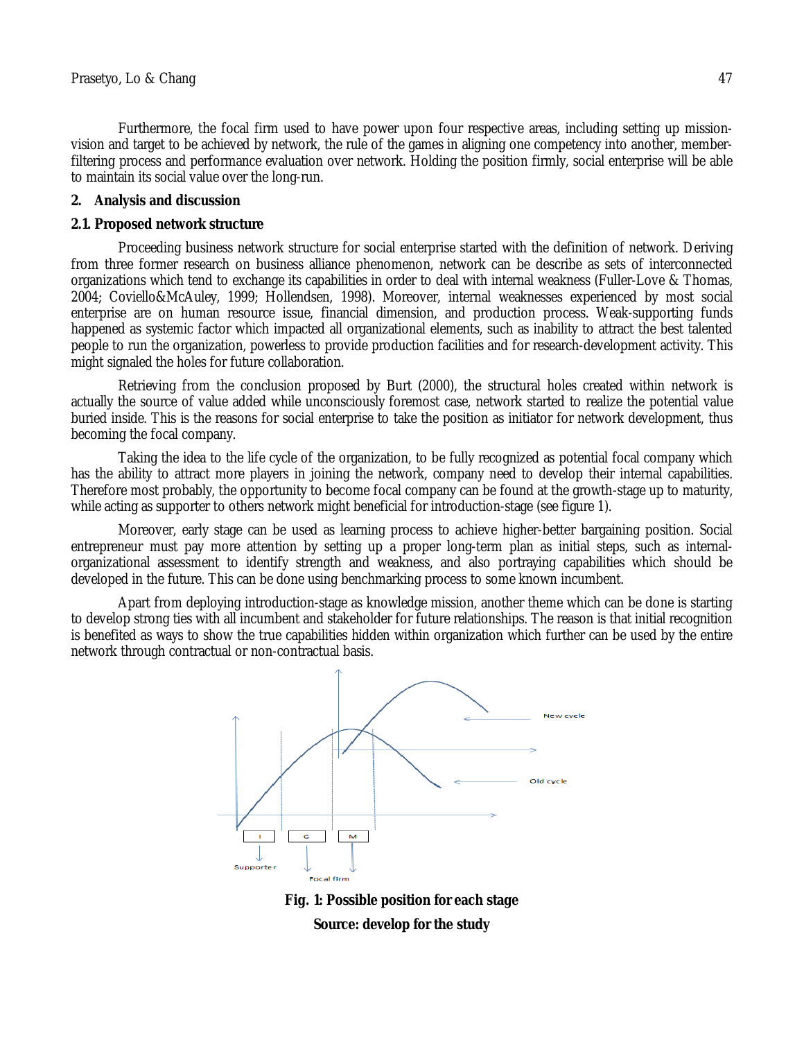Furthermore, the focal firm used to have power upon four respective areas, including setting up mission-vision and target to be achieved by network, the rule of the games in aligning one competency into another, member-filtering process and performance evaluation over network. Holding the position firmly, social enterprise will be able to maintain its social value over the long-run.

## 2. Analysis and discussion

### 2.1. Proposed network structure

Proceeding business network structure for social enterprise started with the definition of network. Deriving from three former research on business alliance phenomenon, network can be describe as sets of interconnected organizations which tend to exchange its capabilities in order to deal with internal weakness (Fuller-Love & Thomas, 2004; Coviello&McAuley, 1999; Hollendsen, 1998). Moreover, internal weaknesses experienced by most social enterprise are on human resource issue, financial dimension, and production process. Weak-supporting funds happened as systemic factor which impacted all organizational elements, such as inability to attract the best talented people to run the organization, powerless to provide production facilities and for research-development activity. This might signaled the holes for future collaboration.

Retrieving from the conclusion proposed by Burt (2000), the structural holes created within network is actually the source of value added while unconsciously foremost case, network started to realize the potential value buried inside. This is the reasons for social enterprise to take the position as initiator for network development, thus becoming the focal company.

Taking the idea to the life cycle of the organization, to be fully recognized as potential focal company which has the ability to attract more players in joining the network, company need to develop their internal capabilities. Therefore most probably, the opportunity to become focal company can be found at the growth-stage up to maturity, while acting as supporter to others network might beneficial for introduction-stage (see figure 1).

Moreover, early stage can be used as learning process to achieve higher-better bargaining position. Social entrepreneur must pay more attention by setting up a proper long-term plan as initial steps, such as internal-organizational assessment to identify strength and weakness, and also portraying capabilities which should be developed in the future. This can be done using benchmarking process to some known incumbent.

Apart from deploying introduction-stage as knowledge mission, another theme which can be done is starting to develop strong ties with all incumbent and stakeholder for future relationships. The reason is that initial recognition is benefited as ways to show the true capabilities hidden within organization which further can be used by the entire network through contractual or non-contractual basis.

**Fig. 1: Possible position for each stage**

**Source: develop for the study**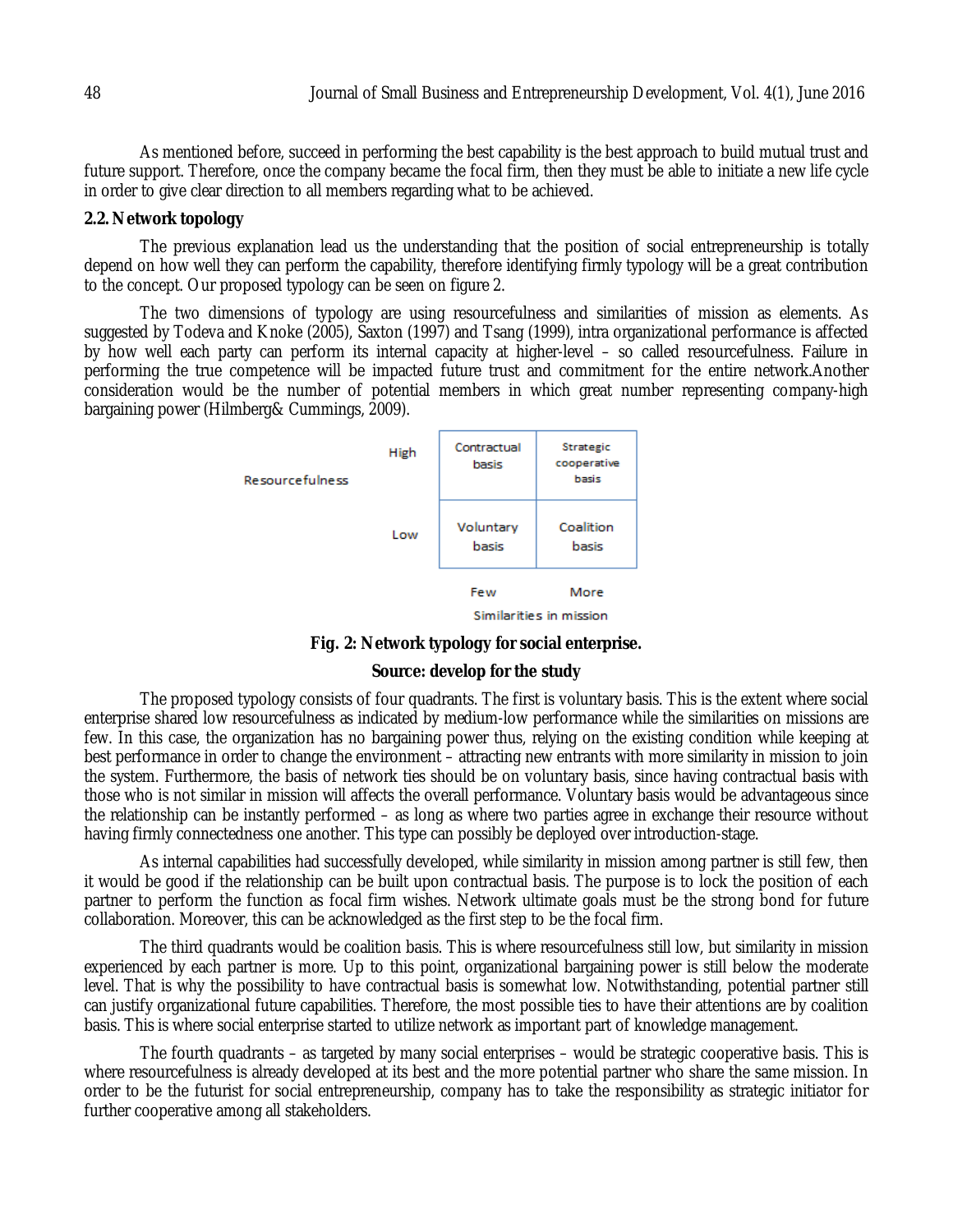As mentioned before, succeed in performing the best capability is the best approach to build mutual trust and future support. Therefore, once the company became the focal firm, then they must be able to initiate a new life cycle in order to give clear direction to all members regarding what to be achieved.

## 2.2. Network topology

The previous explanation lead us the understanding that the position of social entrepreneurship is totally depend on how well they can perform the capability, therefore identifying firmly typology will be a great contribution to the concept. Our proposed typology can be seen on figure 2.

The two dimensions of typology are using resourcefulness and similarities of mission as elements. As suggested by Todeva and Knoke (2005), Saxton (1997) and Tsang (1999), intra organizational performance is affected by how well each party can perform its internal capacity at higher-level – so called resourcefulness. Failure in performing the true competence will be impacted future trust and commitment for the entire network.Another consideration would be the number of potential members in which great number representing company-high bargaining power (Hilmberg& Cummings, 2009).

| Resourcefulness | | Few | More |
|---|---|---|---|
| | High | Contractual basis | Strategic cooperative basis |
| | Low | Voluntary basis | Coalition basis |
| | | Similarities in mission | |

**Fig. 2: Network typology for social enterprise.**

**Source: develop for the study**

The proposed typology consists of four quadrants. The first is voluntary basis. This is the extent where social enterprise shared low resourcefulness as indicated by medium-low performance while the similarities on missions are few. In this case, the organization has no bargaining power thus, relying on the existing condition while keeping at best performance in order to change the environment – attracting new entrants with more similarity in mission to join the system. Furthermore, the basis of network ties should be on voluntary basis, since having contractual basis with those who is not similar in mission will affects the overall performance. Voluntary basis would be advantageous since the relationship can be instantly performed – as long as where two parties agree in exchange their resource without having firmly connectedness one another. This type can possibly be deployed over introduction-stage.

As internal capabilities had successfully developed, while similarity in mission among partner is still few, then it would be good if the relationship can be built upon contractual basis. The purpose is to lock the position of each partner to perform the function as focal firm wishes. Network ultimate goals must be the strong bond for future collaboration. Moreover, this can be acknowledged as the first step to be the focal firm.

The third quadrants would be coalition basis. This is where resourcefulness still low, but similarity in mission experienced by each partner is more. Up to this point, organizational bargaining power is still below the moderate level. That is why the possibility to have contractual basis is somewhat low. Notwithstanding, potential partner still can justify organizational future capabilities. Therefore, the most possible ties to have their attentions are by coalition basis. This is where social enterprise started to utilize network as important part of knowledge management.

The fourth quadrants – as targeted by many social enterprises – would be strategic cooperative basis. This is where resourcefulness is already developed at its best and the more potential partner who share the same mission. In order to be the futurist for social entrepreneurship, company has to take the responsibility as strategic initiator for further cooperative among all stakeholders.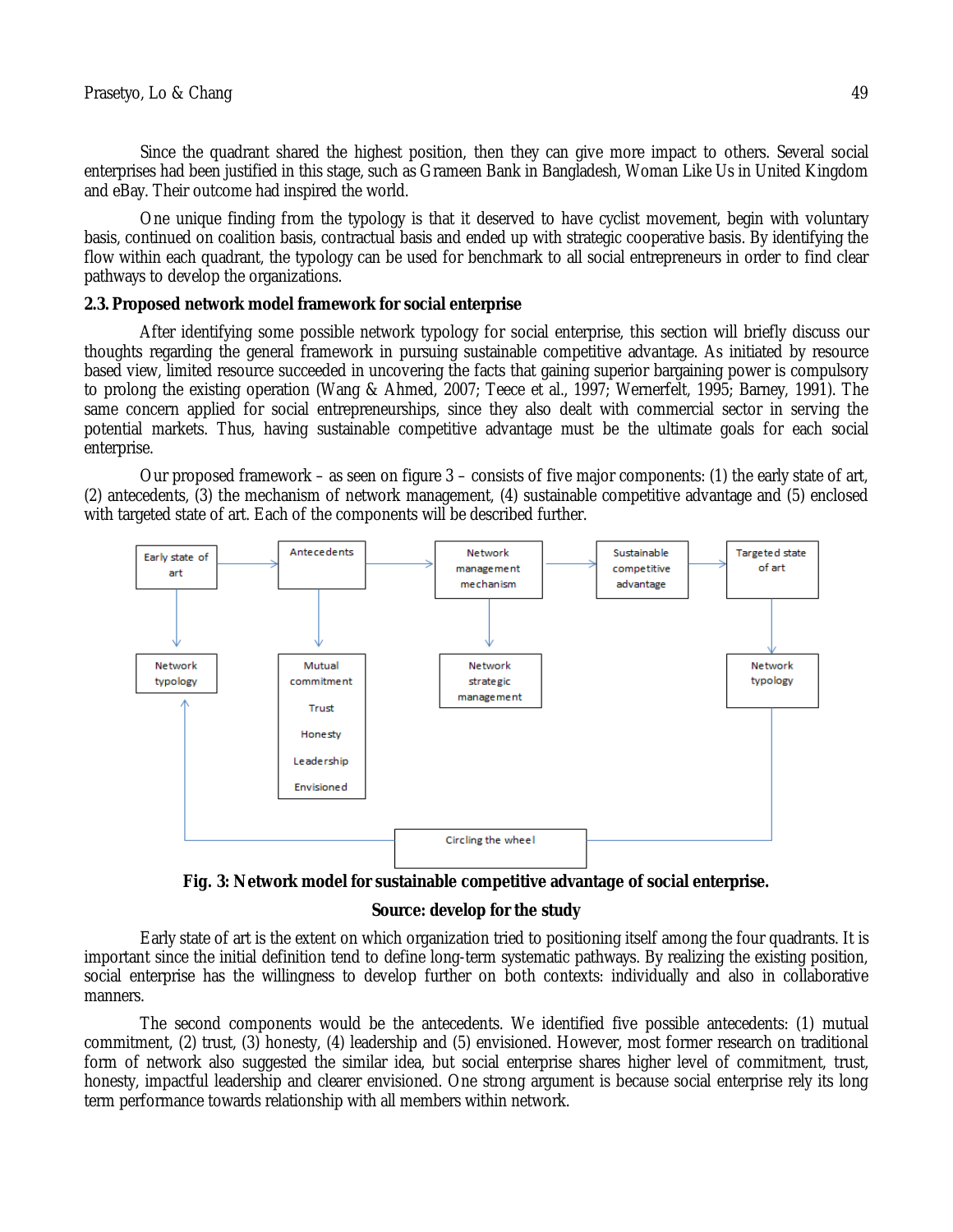Since the quadrant shared the highest position, then they can give more impact to others. Several social enterprises had been justified in this stage, such as Grameen Bank in Bangladesh, Woman Like Us in United Kingdom and eBay. Their outcome had inspired the world.

One unique finding from the typology is that it deserved to have cyclist movement, begin with voluntary basis, continued on coalition basis, contractual basis and ended up with strategic cooperative basis. By identifying the flow within each quadrant, the typology can be used for benchmark to all social entrepreneurs in order to find clear pathways to develop the organizations.

### 2.3. Proposed network model framework for social enterprise

After identifying some possible network typology for social enterprise, this section will briefly discuss our thoughts regarding the general framework in pursuing sustainable competitive advantage. As initiated by resource based view, limited resource succeeded in uncovering the facts that gaining superior bargaining power is compulsory to prolong the existing operation (Wang & Ahmed, 2007; Teece et al., 1997; Wernerfelt, 1995; Barney, 1991). The same concern applied for social entrepreneurships, since they also dealt with commercial sector in serving the potential markets. Thus, having sustainable competitive advantage must be the ultimate goals for each social enterprise.

Our proposed framework – as seen on figure 3 – consists of five major components: (1) the early state of art, (2) antecedents, (3) the mechanism of network management, (4) sustainable competitive advantage and (5) enclosed with targeted state of art. Each of the components will be described further.

**Fig. 3: Network model for sustainable competitive advantage of social enterprise.**

**Source: develop for the study**

Early state of art is the extent on which organization tried to positioning itself among the four quadrants. It is important since the initial definition tend to define long-term systematic pathways. By realizing the existing position, social enterprise has the willingness to develop further on both contexts: individually and also in collaborative manners.

The second components would be the antecedents. We identified five possible antecedents: (1) mutual commitment, (2) trust, (3) honesty, (4) leadership and (5) envisioned. However, most former research on traditional form of network also suggested the similar idea, but social enterprise shares higher level of commitment, trust, honesty, impactful leadership and clearer envisioned. One strong argument is because social enterprise rely its long term performance towards relationship with all members within network.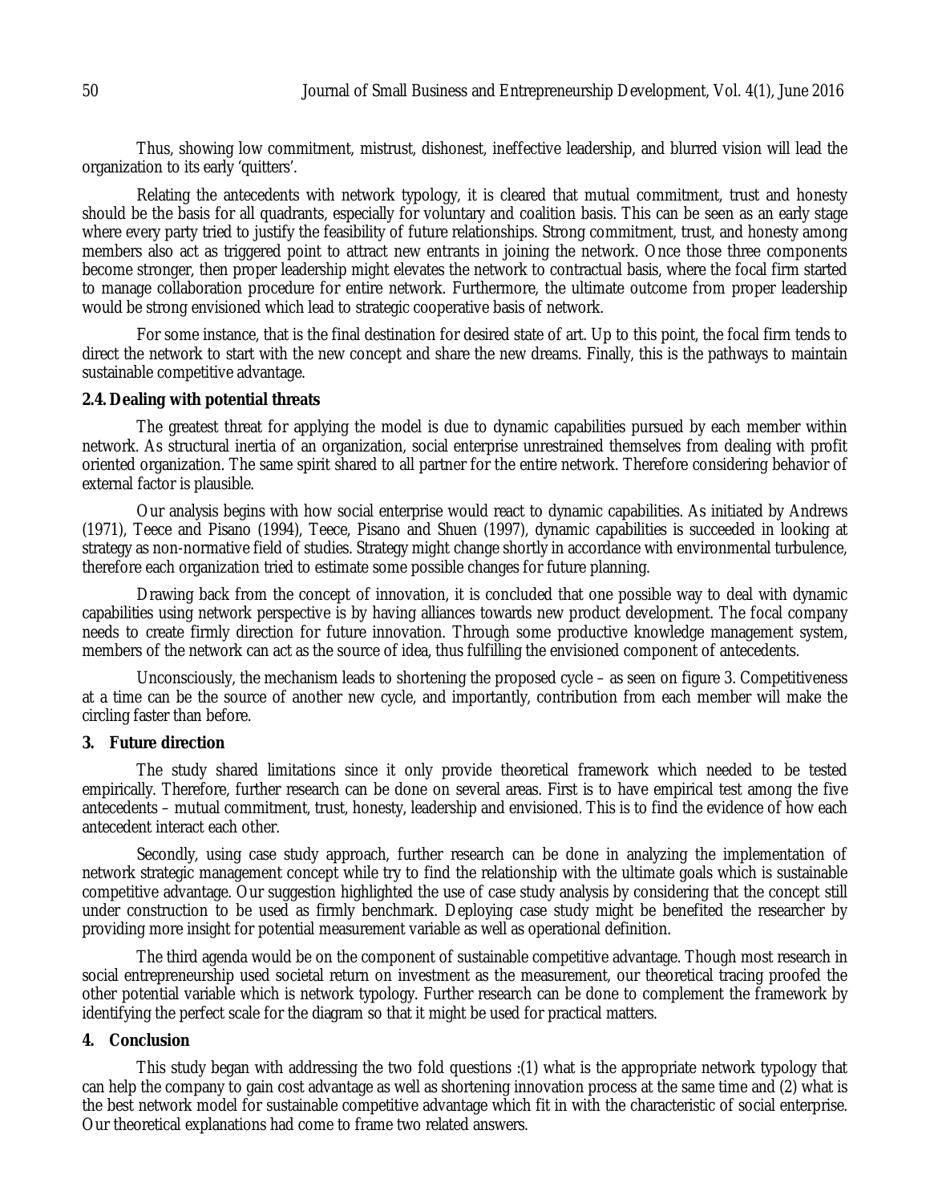Thus, showing low commitment, mistrust, dishonest, ineffective leadership, and blurred vision will lead the organization to its early 'quitters'.

Relating the antecedents with network typology, it is cleared that mutual commitment, trust and honesty should be the basis for all quadrants, especially for voluntary and coalition basis. This can be seen as an early stage where every party tried to justify the feasibility of future relationships. Strong commitment, trust, and honesty among members also act as triggered point to attract new entrants in joining the network. Once those three components become stronger, then proper leadership might elevates the network to contractual basis, where the focal firm started to manage collaboration procedure for entire network. Furthermore, the ultimate outcome from proper leadership would be strong envisioned which lead to strategic cooperative basis of network.

For some instance, that is the final destination for desired state of art. Up to this point, the focal firm tends to direct the network to start with the new concept and share the new dreams. Finally, this is the pathways to maintain sustainable competitive advantage.

### 2.4. Dealing with potential threats

The greatest threat for applying the model is due to dynamic capabilities pursued by each member within network. As structural inertia of an organization, social enterprise unrestrained themselves from dealing with profit oriented organization. The same spirit shared to all partner for the entire network. Therefore considering behavior of external factor is plausible.

Our analysis begins with how social enterprise would react to dynamic capabilities. As initiated by Andrews (1971), Teece and Pisano (1994), Teece, Pisano and Shuen (1997), dynamic capabilities is succeeded in looking at strategy as non-normative field of studies. Strategy might change shortly in accordance with environmental turbulence, therefore each organization tried to estimate some possible changes for future planning.

Drawing back from the concept of innovation, it is concluded that one possible way to deal with dynamic capabilities using network perspective is by having alliances towards new product development. The focal company needs to create firmly direction for future innovation. Through some productive knowledge management system, members of the network can act as the source of idea, thus fulfilling the envisioned component of antecedents.

Unconsciously, the mechanism leads to shortening the proposed cycle – as seen on figure 3. Competitiveness at a time can be the source of another new cycle, and importantly, contribution from each member will make the circling faster than before.

## 3. Future direction

The study shared limitations since it only provide theoretical framework which needed to be tested empirically. Therefore, further research can be done on several areas. First is to have empirical test among the five antecedents – mutual commitment, trust, honesty, leadership and envisioned. This is to find the evidence of how each antecedent interact each other.

Secondly, using case study approach, further research can be done in analyzing the implementation of network strategic management concept while try to find the relationship with the ultimate goals which is sustainable competitive advantage. Our suggestion highlighted the use of case study analysis by considering that the concept still under construction to be used as firmly benchmark. Deploying case study might be benefited the researcher by providing more insight for potential measurement variable as well as operational definition.

The third agenda would be on the component of sustainable competitive advantage. Though most research in social entrepreneurship used societal return on investment as the measurement, our theoretical tracing proofed the other potential variable which is network typology. Further research can be done to complement the framework by identifying the perfect scale for the diagram so that it might be used for practical matters.

## 4. Conclusion

This study began with addressing the two fold questions :(1) what is the appropriate network typology that can help the company to gain cost advantage as well as shortening innovation process at the same time and (2) what is the best network model for sustainable competitive advantage which fit in with the characteristic of social enterprise. Our theoretical explanations had come to frame two related answers.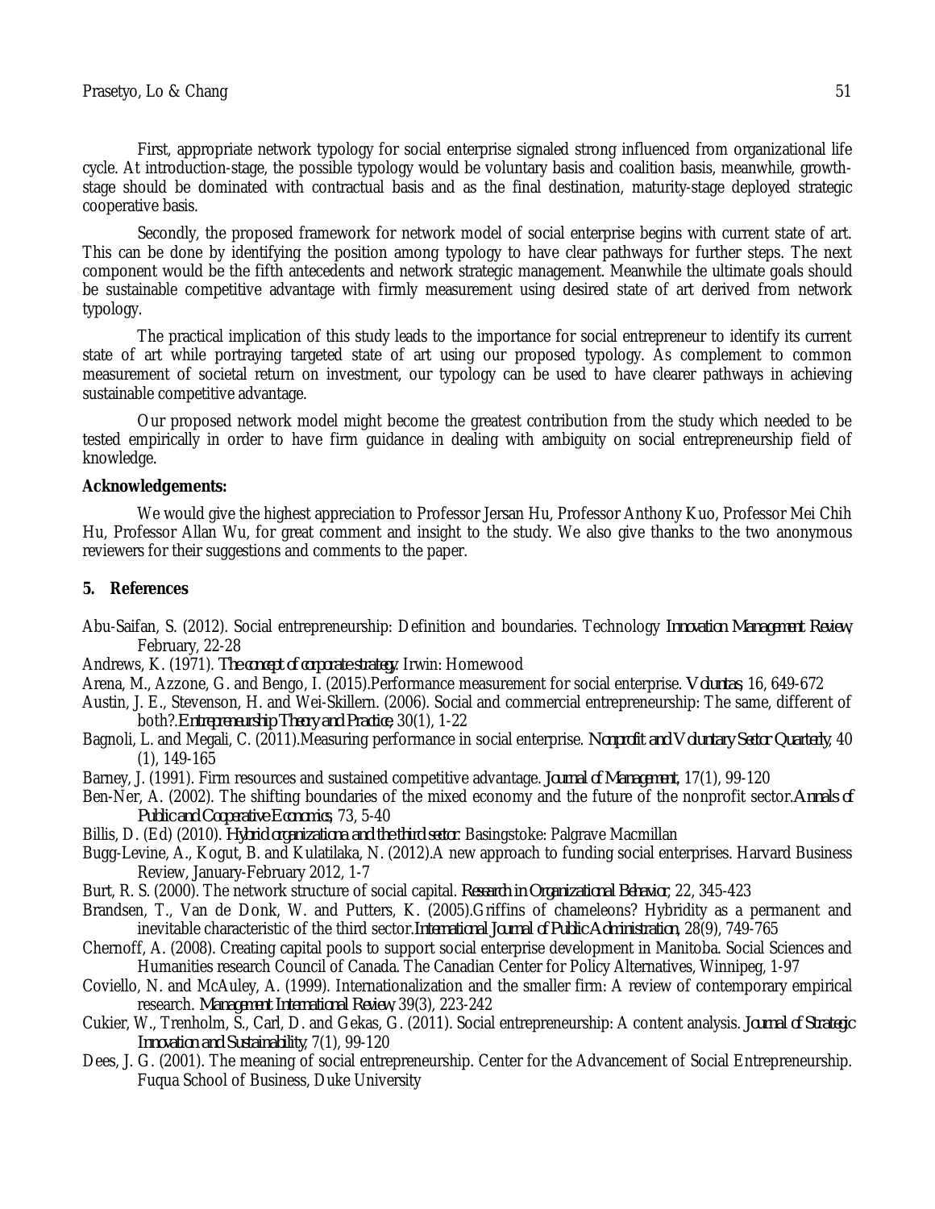First, appropriate network typology for social enterprise signaled strong influenced from organizational life cycle. At introduction-stage, the possible typology would be voluntary basis and coalition basis, meanwhile, growth-stage should be dominated with contractual basis and as the final destination, maturity-stage deployed strategic cooperative basis.

Secondly, the proposed framework for network model of social enterprise begins with current state of art. This can be done by identifying the position among typology to have clear pathways for further steps. The next component would be the fifth antecedents and network strategic management. Meanwhile the ultimate goals should be sustainable competitive advantage with firmly measurement using desired state of art derived from network typology.

The practical implication of this study leads to the importance for social entrepreneur to identify its current state of art while portraying targeted state of art using our proposed typology. As complement to common measurement of societal return on investment, our typology can be used to have clearer pathways in achieving sustainable competitive advantage.

Our proposed network model might become the greatest contribution from the study which needed to be tested empirically in order to have firm guidance in dealing with ambiguity on social entrepreneurship field of knowledge.

**Acknowledgements:**

We would give the highest appreciation to Professor Jersan Hu, Professor Anthony Kuo, Professor Mei Chih Hu, Professor Allan Wu, for great comment and insight to the study. We also give thanks to the two anonymous reviewers for their suggestions and comments to the paper.

## 5. References

Abu-Saifan, S. (2012). Social entrepreneurship: Definition and boundaries. Technology *Innovation Management Review*, February, 22-28

Andrews, K. (1971). *The concept of corporate strategy*. Irwin: Homewood

Arena, M., Azzone, G. and Bengo, I. (2015).Performance measurement for social enterprise. *Voluntas*, 16, 649-672

Austin, J. E., Stevenson, H. and Wei-Skillern. (2006). Social and commercial entrepreneurship: The same, different of both?.*Entrepreneurship Theory and Practice*, 30(1), 1-22

Bagnoli, L. and Megali, C. (2011).Measuring performance in social enterprise. *Nonprofit and Voluntary Sector Quarterly*, 40 (1), 149-165

Barney, J. (1991). Firm resources and sustained competitive advantage. *Journal of Management*, 17(1), 99-120

Ben-Ner, A. (2002). The shifting boundaries of the mixed economy and the future of the nonprofit sector.*Annals of Public and Cooperative Economics*, 73, 5-40

Billis, D. (Ed) (2010). *Hybrid organizationa and the third sector*. Basingstoke: Palgrave Macmillan

Bugg-Levine, A., Kogut, B. and Kulatilaka, N. (2012).A new approach to funding social enterprises. Harvard Business Review, January-February 2012, 1-7

Burt, R. S. (2000). The network structure of social capital. *Research in Organizational Behavior*, 22, 345-423

Brandsen, T., Van de Donk, W. and Putters, K. (2005).Griffins of chameleons? Hybridity as a permanent and inevitable characteristic of the third sector.*International Journal of Public Administration*, 28(9), 749-765

Chernoff, A. (2008). Creating capital pools to support social enterprise development in Manitoba. Social Sciences and Humanities research Council of Canada. The Canadian Center for Policy Alternatives, Winnipeg, 1-97

Coviello, N. and McAuley, A. (1999). Internationalization and the smaller firm: A review of contemporary empirical research. *Management International Review*, 39(3), 223-242

Cukier, W., Trenholm, S., Carl, D. and Gekas, G. (2011). Social entrepreneurship: A content analysis. *Journal of Strategic Innovation and Sustainability*, 7(1), 99-120

Dees, J. G. (2001). The meaning of social entrepreneurship. Center for the Advancement of Social Entrepreneurship. Fuqua School of Business, Duke University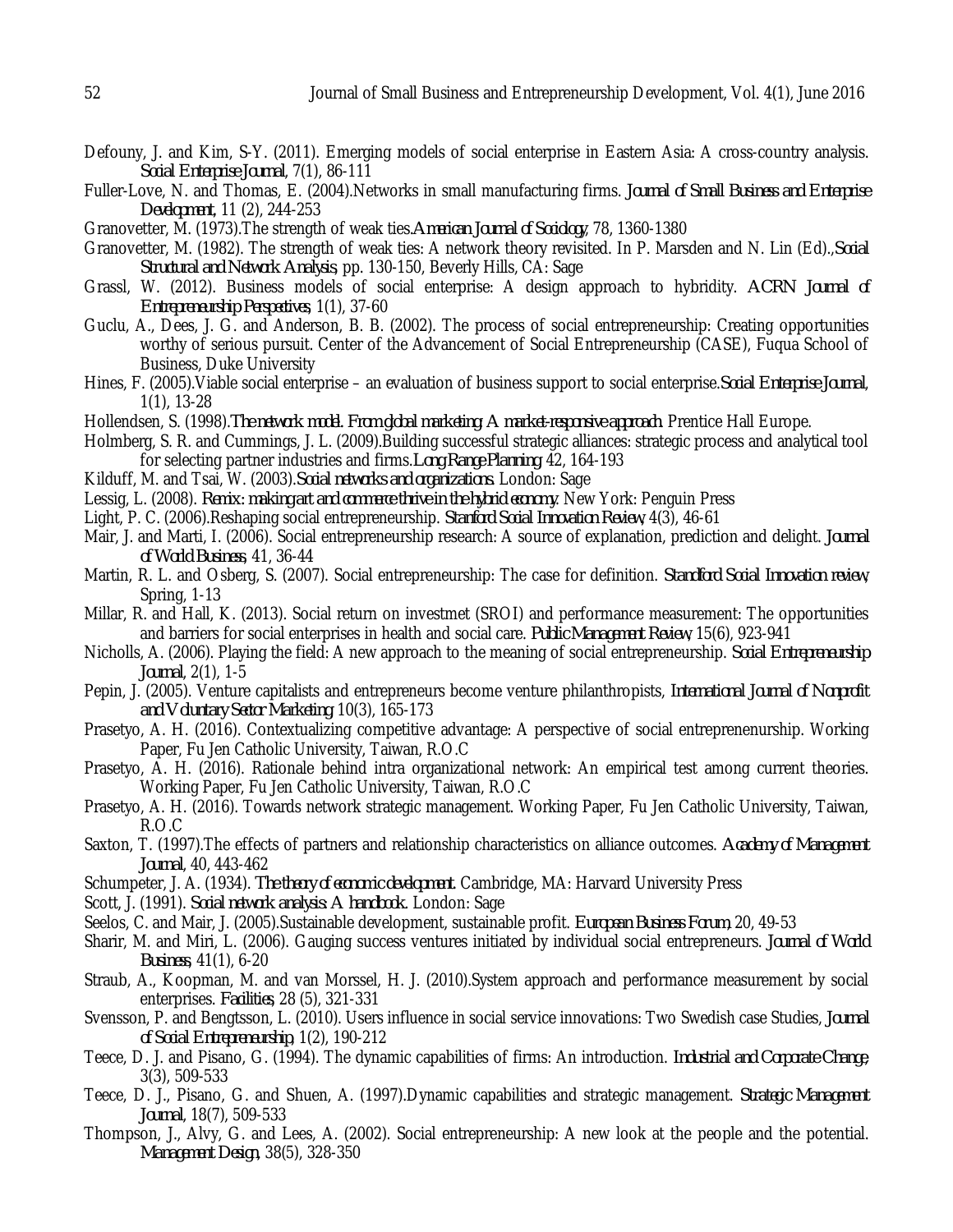Defouny, J. and Kim, S-Y. (2011). Emerging models of social enterprise in Eastern Asia: A cross-country analysis. *Social Enterprise Journal*, 7(1), 86-111

Fuller-Love, N. and Thomas, E. (2004).Networks in small manufacturing firms. *Journal of Small Business and Enterprise Development*, 11 (2), 244-253

Granovetter, M. (1973).The strength of weak ties.*American Journal of Sociology*, 78, 1360-1380

Granovetter, M. (1982). The strength of weak ties: A network theory revisited. In P. Marsden and N. Lin (Ed).,*Social Structural and Network Analysis*, pp. 130-150, Beverly Hills, CA: Sage

Grassl, W. (2012). Business models of social enterprise: A design approach to hybridity. *ACRN Journal of Entrepreneurship Perspectives*, 1(1), 37-60

Guclu, A., Dees, J. G. and Anderson, B. B. (2002). The process of social entrepreneurship: Creating opportunities worthy of serious pursuit. Center of the Advancement of Social Entrepreneurship (CASE), Fuqua School of Business, Duke University

Hines, F. (2005).Viable social enterprise – an evaluation of business support to social enterprise.*Social Enterprise Journal*, 1(1), 13-28

Hollendsen, S. (1998).*The network model. From global marketing: A market-responsive approach*. Prentice Hall Europe.

Holmberg, S. R. and Cummings, J. L. (2009).Building successful strategic alliances: strategic process and analytical tool for selecting partner industries and firms.*Long Range Planning*, 42, 164-193

Kilduff, M. and Tsai, W. (2003).*Social networks and organizations*. London: Sage

Lessig, L. (2008). *Remix: making art and commerce thrive in the hybrid economy*. New York: Penguin Press

Light, P. C. (2006).Reshaping social entrepreneurship. *Stanford Social Innovation Review*, 4(3), 46-61

Mair, J. and Marti, I. (2006). Social entrepreneurship research: A source of explanation, prediction and delight. *Journal of World Business*, 41, 36-44

Martin, R. L. and Osberg, S. (2007). Social entrepreneurship: The case for definition. *Standford Social Innovation review*, Spring, 1-13

Millar, R. and Hall, K. (2013). Social return on investmet (SROI) and performance measurement: The opportunities and barriers for social enterprises in health and social care. *Public Management Review*, 15(6), 923-941

Nicholls, A. (2006). Playing the field: A new approach to the meaning of social entrepreneurship. *Social Entrepreneurship Journal*, 2(1), 1-5

Pepin, J. (2005). Venture capitalists and entrepreneurs become venture philanthropists, *International Journal of Nonprofit and Voluntary Sector Marketing*, 10(3), 165-173

Prasetyo, A. H. (2016). Contextualizing competitive advantage: A perspective of social entreprenenurship. Working Paper, Fu Jen Catholic University, Taiwan, R.O.C

Prasetyo, A. H. (2016). Rationale behind intra organizational network: An empirical test among current theories. Working Paper, Fu Jen Catholic University, Taiwan, R.O.C

Prasetyo, A. H. (2016). Towards network strategic management. Working Paper, Fu Jen Catholic University, Taiwan, R.O.C

Saxton, T. (1997).The effects of partners and relationship characteristics on alliance outcomes. *Academy of Management Journal*, 40, 443-462

Schumpeter, J. A. (1934). *The theory of economic development*. Cambridge, MA: Harvard University Press

Scott, J. (1991). *Social network analysis: A handbook*. London: Sage

Seelos, C. and Mair, J. (2005).Sustainable development, sustainable profit. *European Business Forum*, 20, 49-53

Sharir, M. and Miri, L. (2006). Gauging success ventures initiated by individual social entrepreneurs. *Journal of World Business*, 41(1), 6-20

Straub, A., Koopman, M. and van Morssel, H. J. (2010).System approach and performance measurement by social enterprises. *Facilities*, 28 (5), 321-331

Svensson, P. and Bengtsson, L. (2010). Users influence in social service innovations: Two Swedish case Studies, *Journal of Social Entrepreneurship*, 1(2), 190-212

Teece, D. J. and Pisano, G. (1994). The dynamic capabilities of firms: An introduction. *Industrial and Corporate Change*, 3(3), 509-533

Teece, D. J., Pisano, G. and Shuen, A. (1997).Dynamic capabilities and strategic management. *Strategic Management Journal*, 18(7), 509-533

Thompson, J., Alvy, G. and Lees, A. (2002). Social entrepreneurship: A new look at the people and the potential. *Management Design*, 38(5), 328-350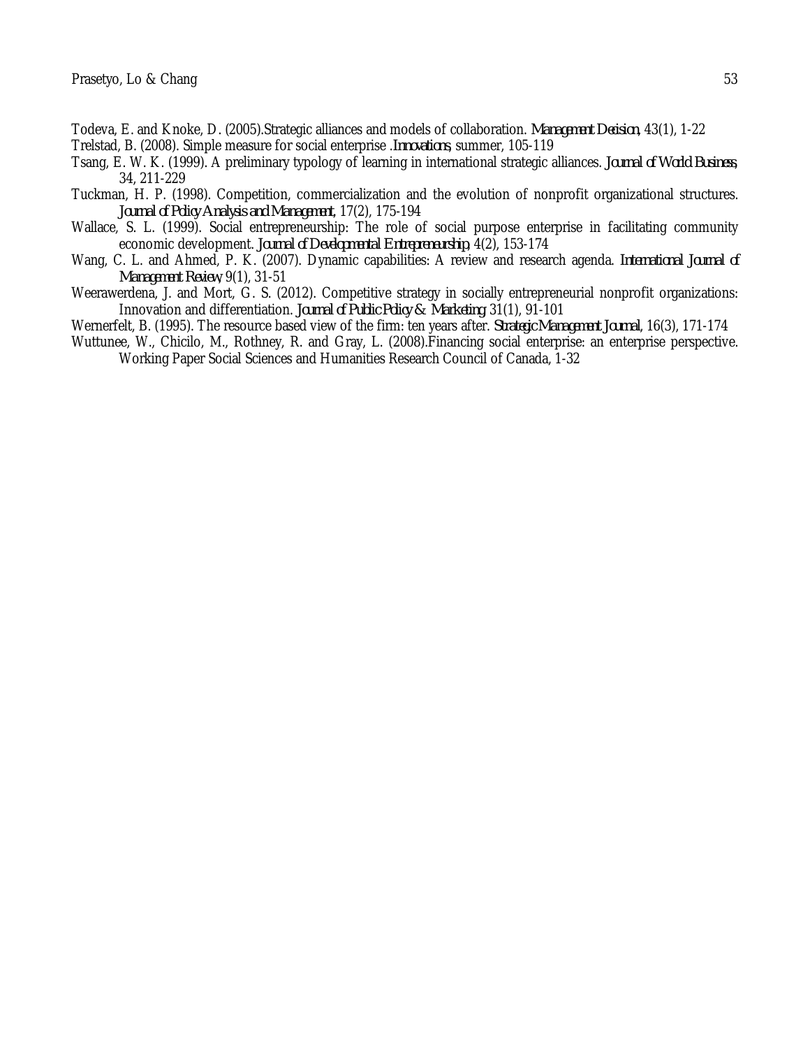Todeva, E. and Knoke, D. (2005).Strategic alliances and models of collaboration. *Management Decision*, 43(1), 1-22

Trelstad, B. (2008). Simple measure for social enterprise .*Innovations*, summer, 105-119

Tsang, E. W. K. (1999). A preliminary typology of learning in international strategic alliances. *Journal of World Business*, 34, 211-229

Tuckman, H. P. (1998). Competition, commercialization and the evolution of nonprofit organizational structures. *Journal of Policy Analysis and Management*, 17(2), 175-194

Wallace, S. L. (1999). Social entrepreneurship: The role of social purpose enterprise in facilitating community economic development. *Journal of Developmental Entrepreneurship*, 4(2), 153-174

Wang, C. L. and Ahmed, P. K. (2007). Dynamic capabilities: A review and research agenda. *International Journal of Management Review*, 9(1), 31-51

Weerawerdena, J. and Mort, G. S. (2012). Competitive strategy in socially entrepreneurial nonprofit organizations: Innovation and differentiation. *Journal of Public Policy & Marketing*, 31(1), 91-101

Wernerfelt, B. (1995). The resource based view of the firm: ten years after. *Strategic Management Journal*, 16(3), 171-174

Wuttunee, W., Chicilo, M., Rothney, R. and Gray, L. (2008).Financing social enterprise: an enterprise perspective. Working Paper Social Sciences and Humanities Research Council of Canada, 1-32